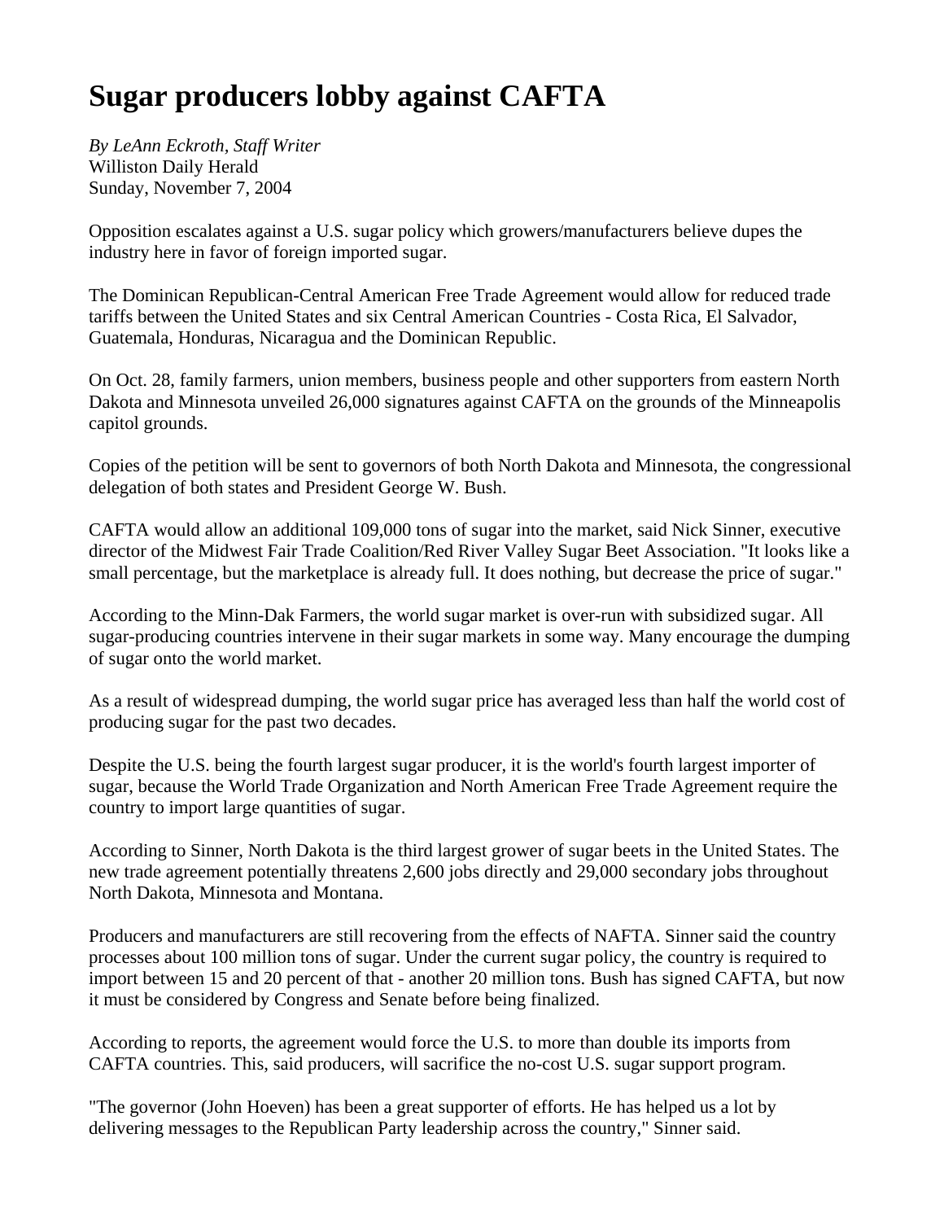# Sugar producers lobby against CAFTA

*By LeAnn Eckroth, Staff Writer*
Williston Daily Herald
Sunday, November 7, 2004

Opposition escalates against a U.S. sugar policy which growers/manufacturers believe dupes the industry here in favor of foreign imported sugar.

The Dominican Republican-Central American Free Trade Agreement would allow for reduced trade tariffs between the United States and six Central American Countries - Costa Rica, El Salvador, Guatemala, Honduras, Nicaragua and the Dominican Republic.

On Oct. 28, family farmers, union members, business people and other supporters from eastern North Dakota and Minnesota unveiled 26,000 signatures against CAFTA on the grounds of the Minneapolis capitol grounds.

Copies of the petition will be sent to governors of both North Dakota and Minnesota, the congressional delegation of both states and President George W. Bush.

CAFTA would allow an additional 109,000 tons of sugar into the market, said Nick Sinner, executive director of the Midwest Fair Trade Coalition/Red River Valley Sugar Beet Association. "It looks like a small percentage, but the marketplace is already full. It does nothing, but decrease the price of sugar."

According to the Minn-Dak Farmers, the world sugar market is over-run with subsidized sugar. All sugar-producing countries intervene in their sugar markets in some way. Many encourage the dumping of sugar onto the world market.

As a result of widespread dumping, the world sugar price has averaged less than half the world cost of producing sugar for the past two decades.

Despite the U.S. being the fourth largest sugar producer, it is the world's fourth largest importer of sugar, because the World Trade Organization and North American Free Trade Agreement require the country to import large quantities of sugar.

According to Sinner, North Dakota is the third largest grower of sugar beets in the United States. The new trade agreement potentially threatens 2,600 jobs directly and 29,000 secondary jobs throughout North Dakota, Minnesota and Montana.

Producers and manufacturers are still recovering from the effects of NAFTA. Sinner said the country processes about 100 million tons of sugar. Under the current sugar policy, the country is required to import between 15 and 20 percent of that - another 20 million tons. Bush has signed CAFTA, but now it must be considered by Congress and Senate before being finalized.

According to reports, the agreement would force the U.S. to more than double its imports from CAFTA countries. This, said producers, will sacrifice the no-cost U.S. sugar support program.

"The governor (John Hoeven) has been a great supporter of efforts. He has helped us a lot by delivering messages to the Republican Party leadership across the country," Sinner said.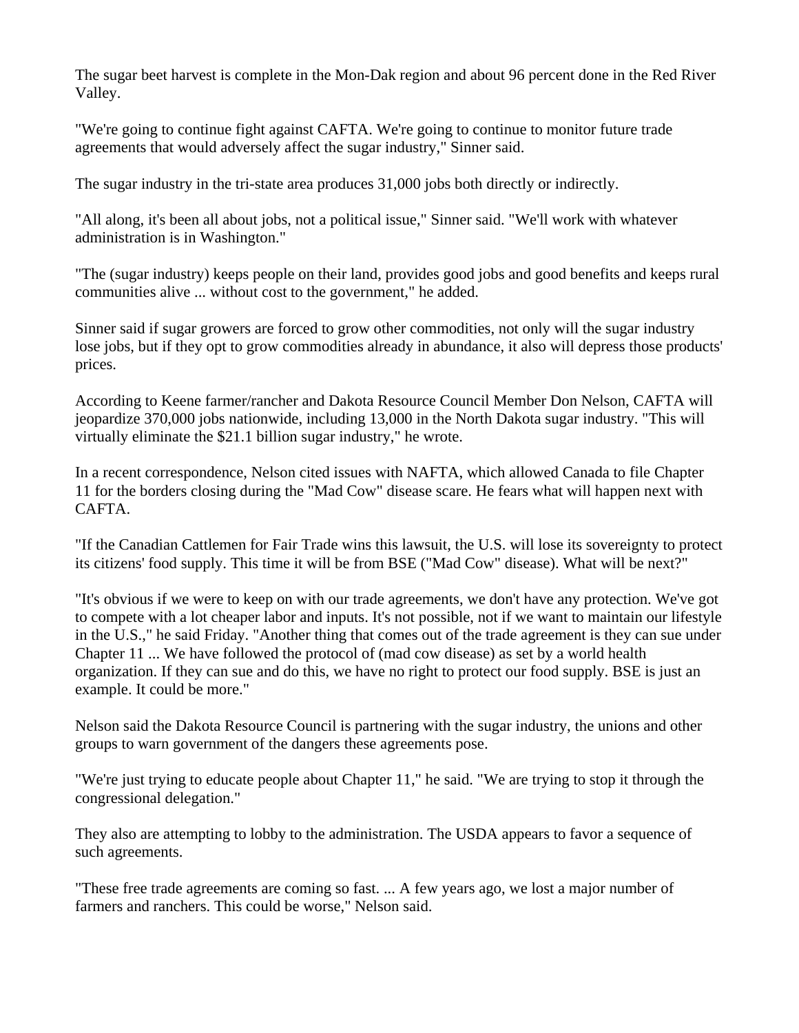The sugar beet harvest is complete in the Mon-Dak region and about 96 percent done in the Red River Valley.

"We're going to continue fight against CAFTA. We're going to continue to monitor future trade agreements that would adversely affect the sugar industry," Sinner said.

The sugar industry in the tri-state area produces 31,000 jobs both directly or indirectly.

"All along, it's been all about jobs, not a political issue," Sinner said. "We'll work with whatever administration is in Washington."

"The (sugar industry) keeps people on their land, provides good jobs and good benefits and keeps rural communities alive ... without cost to the government," he added.

Sinner said if sugar growers are forced to grow other commodities, not only will the sugar industry lose jobs, but if they opt to grow commodities already in abundance, it also will depress those products' prices.

According to Keene farmer/rancher and Dakota Resource Council Member Don Nelson, CAFTA will jeopardize 370,000 jobs nationwide, including 13,000 in the North Dakota sugar industry. "This will virtually eliminate the $21.1 billion sugar industry," he wrote.

In a recent correspondence, Nelson cited issues with NAFTA, which allowed Canada to file Chapter 11 for the borders closing during the "Mad Cow" disease scare. He fears what will happen next with CAFTA.

"If the Canadian Cattlemen for Fair Trade wins this lawsuit, the U.S. will lose its sovereignty to protect its citizens' food supply. This time it will be from BSE ("Mad Cow" disease). What will be next?"

"It's obvious if we were to keep on with our trade agreements, we don't have any protection. We've got to compete with a lot cheaper labor and inputs. It's not possible, not if we want to maintain our lifestyle in the U.S.," he said Friday. "Another thing that comes out of the trade agreement is they can sue under Chapter 11 ... We have followed the protocol of (mad cow disease) as set by a world health organization. If they can sue and do this, we have no right to protect our food supply. BSE is just an example. It could be more."

Nelson said the Dakota Resource Council is partnering with the sugar industry, the unions and other groups to warn government of the dangers these agreements pose.

"We're just trying to educate people about Chapter 11," he said. "We are trying to stop it through the congressional delegation."

They also are attempting to lobby to the administration. The USDA appears to favor a sequence of such agreements.

"These free trade agreements are coming so fast. ... A few years ago, we lost a major number of farmers and ranchers. This could be worse," Nelson said.